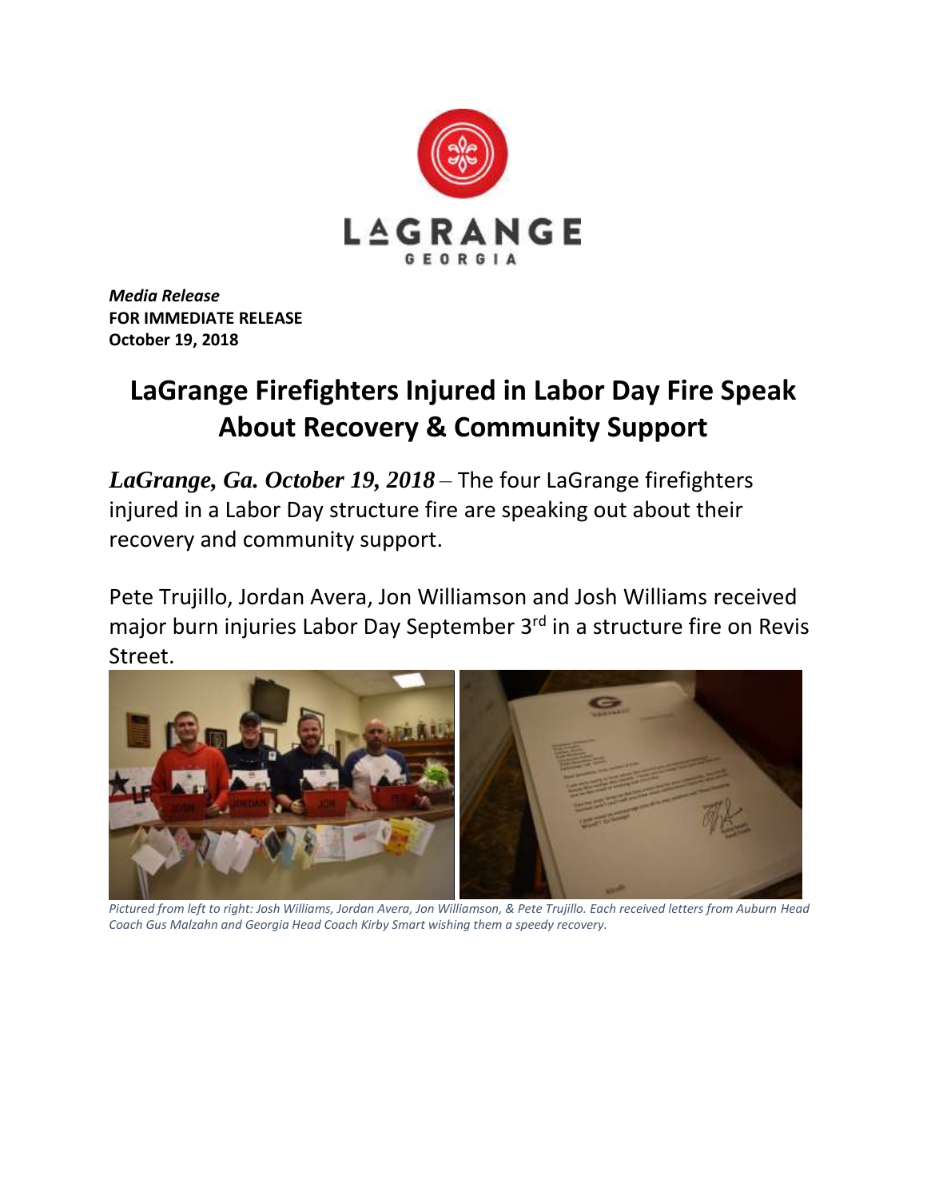*Media Release*
**FOR IMMEDIATE RELEASE**
**October 19, 2018**

# LaGrange Firefighters Injured in Labor Day Fire Speak About Recovery & Community Support

***LaGrange, Ga. October 19, 2018*** – The four LaGrange firefighters injured in a Labor Day structure fire are speaking out about their recovery and community support.

Pete Trujillo, Jordan Avera, Jon Williamson and Josh Williams received major burn injuries Labor Day September 3rd in a structure fire on Revis Street.

*Pictured from left to right: Josh Williams, Jordan Avera, Jon Williamson, & Pete Trujillo. Each received letters from Auburn Head Coach Gus Malzahn and Georgia Head Coach Kirby Smart wishing them a speedy recovery.*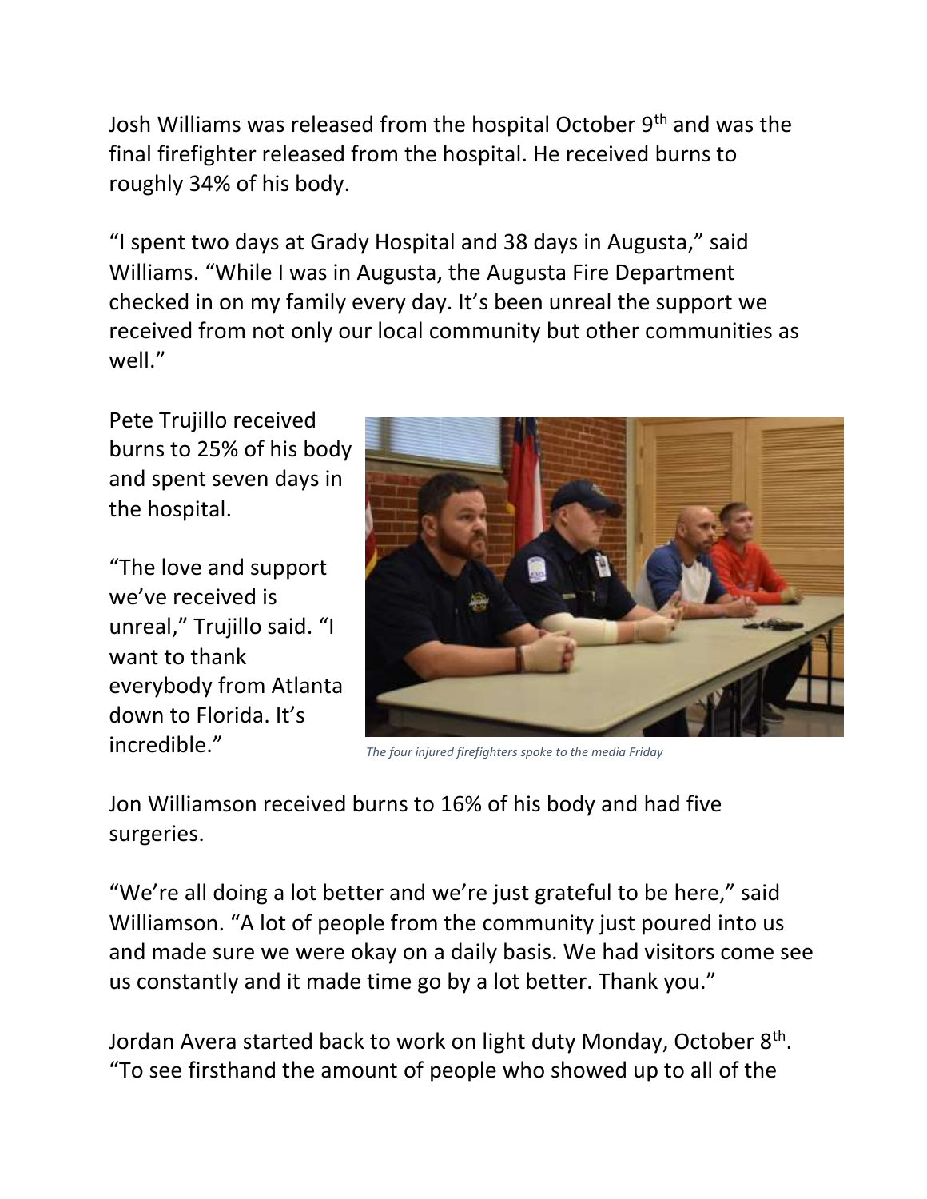Josh Williams was released from the hospital October 9th and was the final firefighter released from the hospital. He received burns to roughly 34% of his body.

"I spent two days at Grady Hospital and 38 days in Augusta," said Williams. "While I was in Augusta, the Augusta Fire Department checked in on my family every day. It's been unreal the support we received from not only our local community but other communities as well."

Pete Trujillo received burns to 25% of his body and spent seven days in the hospital.

"The love and support we've received is unreal," Trujillo said. "I want to thank everybody from Atlanta down to Florida. It's incredible."

*The four injured firefighters spoke to the media Friday*

Jon Williamson received burns to 16% of his body and had five surgeries.

"We're all doing a lot better and we're just grateful to be here," said Williamson. "A lot of people from the community just poured into us and made sure we were okay on a daily basis. We had visitors come see us constantly and it made time go by a lot better. Thank you."

Jordan Avera started back to work on light duty Monday, October 8th. "To see firsthand the amount of people who showed up to all of the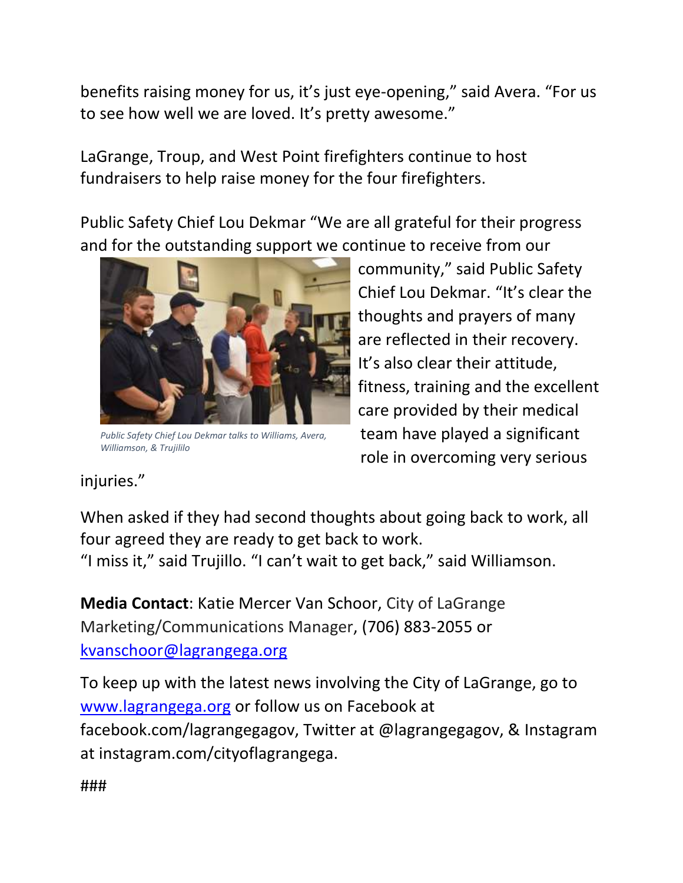benefits raising money for us, it's just eye-opening," said Avera. "For us to see how well we are loved. It's pretty awesome."

LaGrange, Troup, and West Point firefighters continue to host fundraisers to help raise money for the four firefighters.

Public Safety Chief Lou Dekmar "We are all grateful for their progress and for the outstanding support we continue to receive from our community," said Public Safety Chief Lou Dekmar. "It's clear the thoughts and prayers of many are reflected in their recovery. It's also clear their attitude, fitness, training and the excellent care provided by their medical team have played a significant role in overcoming very serious injuries."

*Public Safety Chief Lou Dekmar talks to Williams, Avera, Williamson, & Trujililo*

When asked if they had second thoughts about going back to work, all four agreed they are ready to get back to work.
"I miss it," said Trujillo. "I can't wait to get back," said Williamson.

**Media Contact**: Katie Mercer Van Schoor, City of LaGrange Marketing/Communications Manager, (706) 883-2055 or kvanschoor@lagrangega.org

To keep up with the latest news involving the City of LaGrange, go to www.lagrangega.org or follow us on Facebook at facebook.com/lagrangegagov, Twitter at @lagrangegagov, & Instagram at instagram.com/cityoflagrangega.

###